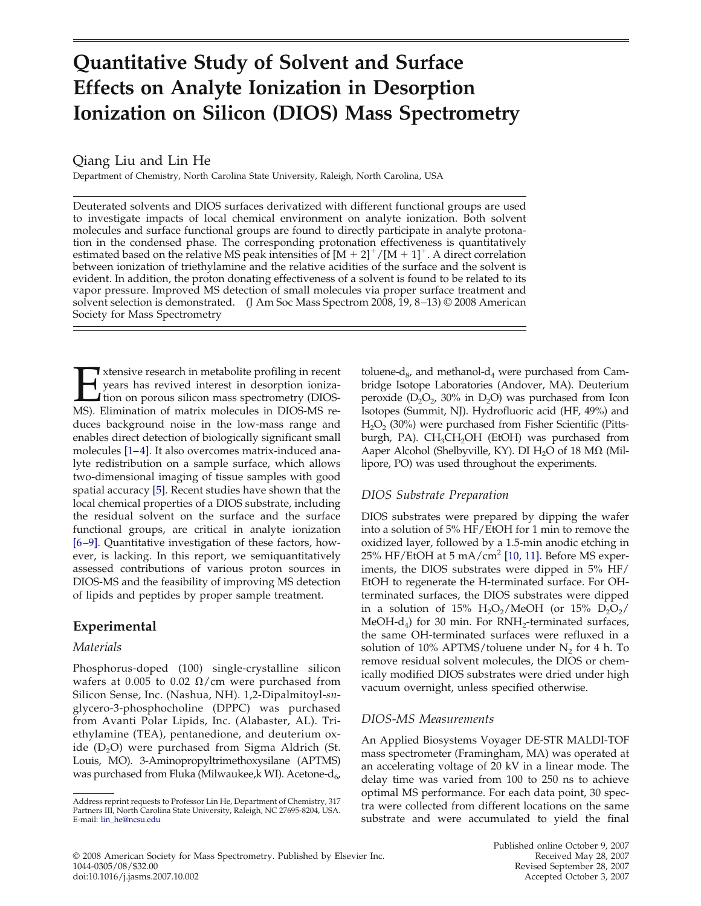# Quantitative Study of Solvent and Surface Effects on Analyte Ionization in Desorption Ionization on Silicon (DIOS) Mass Spectrometry

Qiang Liu and Lin He

Department of Chemistry, North Carolina State University, Raleigh, North Carolina, USA

Deuterated solvents and DIOS surfaces derivatized with different functional groups are used to investigate impacts of local chemical environment on analyte ionization. Both solvent molecules and surface functional groups are found to directly participate in analyte protonation in the condensed phase. The corresponding protonation effectiveness is quantitatively estimated based on the relative MS peak intensities of $[M + 2]^+/[M + 1]^+$. A direct correlation between ionization of triethylamine and the relative acidities of the surface and the solvent is evident. In addition, the proton donating effectiveness of a solvent is found to be related to its vapor pressure. Improved MS detection of small molecules via proper surface treatment and solvent selection is demonstrated. (J Am Soc Mass Spectrom 2008, 19, 8–13) © 2008 American Society for Mass Spectrometry

Extensive research in metabolite profiling in recent years has revived interest in desorption ionization on porous silicon mass spectrometry (DIOS-MS). Elimination of matrix molecules in DIOS-MS reduces background noise in the low-mass range and enables direct detection of biologically significant small molecules [1–4]. It also overcomes matrix-induced analyte redistribution on a sample surface, which allows two-dimensional imaging of tissue samples with good spatial accuracy [5]. Recent studies have shown that the local chemical properties of a DIOS substrate, including the residual solvent on the surface and the surface functional groups, are critical in analyte ionization [6–9]. Quantitative investigation of these factors, however, is lacking. In this report, we semiquantitatively assessed contributions of various proton sources in DIOS-MS and the feasibility of improving MS detection of lipids and peptides by proper sample treatment.

## Experimental

### Materials

Phosphorus-doped (100) single-crystalline silicon wafers at 0.005 to 0.02 $\Omega$/cm were purchased from Silicon Sense, Inc. (Nashua, NH). 1,2-Dipalmitoyl-*sn*-glycero-3-phosphocholine (DPPC) was purchased from Avanti Polar Lipids, Inc. (Alabaster, AL). Triethylamine (TEA), pentanedione, and deuterium oxide ($D_2O$) were purchased from Sigma Aldrich (St. Louis, MO). 3-Aminopropyltrimethoxysilane (APTMS) was purchased from Fluka (Milwaukee,k WI). Acetone-$d_6$, toluene-$d_8$, and methanol-$d_4$ were purchased from Cambridge Isotope Laboratories (Andover, MA). Deuterium peroxide ($D_2O_2$, 30% in $D_2O$) was purchased from Icon Isotopes (Summit, NJ). Hydrofluoric acid (HF, 49%) and $H_2O_2$ (30%) were purchased from Fisher Scientific (Pittsburgh, PA). $CH_3CH_2OH$ (EtOH) was purchased from Aaper Alcohol (Shelbyville, KY). DI $H_2O$ of 18 M$\Omega$ (Millipore, PO) was used throughout the experiments.

### DIOS Substrate Preparation

DIOS substrates were prepared by dipping the wafer into a solution of 5% HF/EtOH for 1 min to remove the oxidized layer, followed by a 1.5-min anodic etching in 25% HF/EtOH at 5 mA/cm$^2$ [10, 11]. Before MS experiments, the DIOS substrates were dipped in 5% HF/EtOH to regenerate the H-terminated surface. For OH-terminated surfaces, the DIOS substrates were dipped in a solution of 15% $H_2O_2$/MeOH (or 15% $D_2O_2$/MeOH-$d_4$) for 30 min. For $RNH_2$-terminated surfaces, the same OH-terminated surfaces were refluxed in a solution of 10% APTMS/toluene under $N_2$ for 4 h. To remove residual solvent molecules, the DIOS or chemically modified DIOS substrates were dried under high vacuum overnight, unless specified otherwise.

### DIOS-MS Measurements

An Applied Biosystems Voyager DE-STR MALDI-TOF mass spectrometer (Framingham, MA) was operated at an accelerating voltage of 20 kV in a linear mode. The delay time was varied from 100 to 250 ns to achieve optimal MS performance. For each data point, 30 spectra were collected from different locations on the same substrate and were accumulated to yield the final

Address reprint requests to Professor Lin He, Department of Chemistry, 317 Partners III, North Carolina State University, Raleigh, NC 27695-8204, USA. E-mail: lin_he@ncsu.edu

© 2008 American Society for Mass Spectrometry. Published by Elsevier Inc. 1044-0305/08/$32.00 doi:10.1016/j.jasms.2007.10.002

Published online October 9, 2007
Received May 28, 2007
Revised September 28, 2007
Accepted October 3, 2007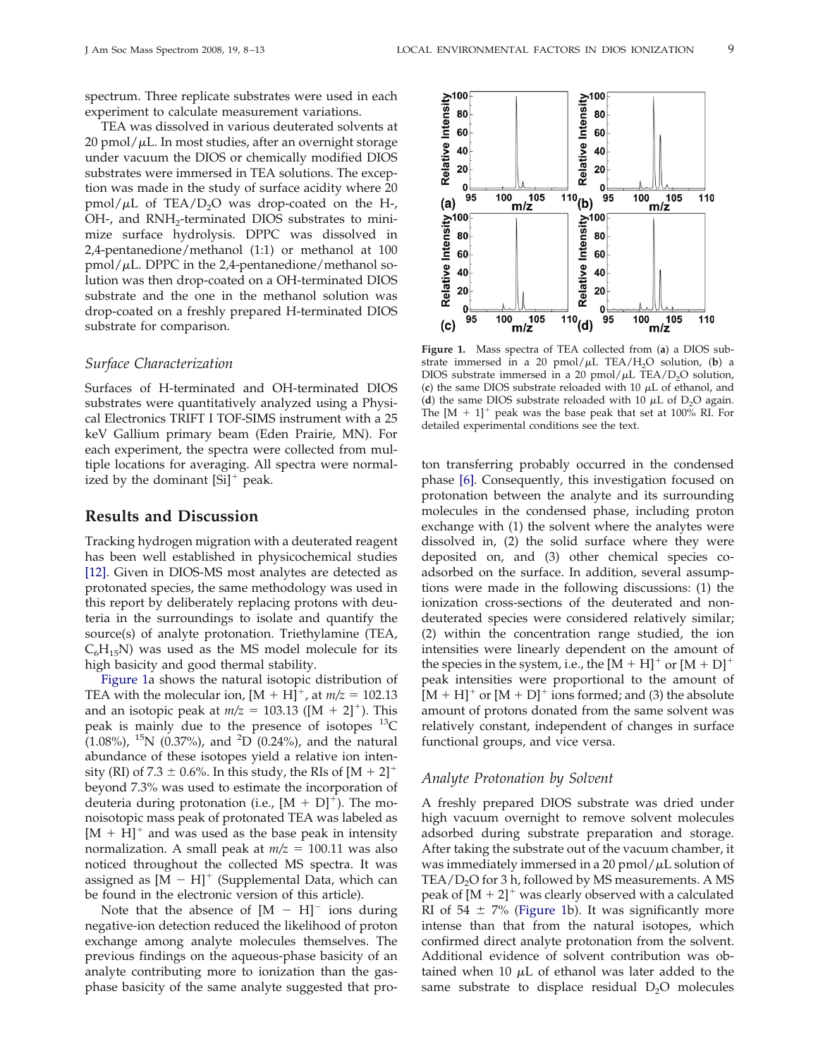spectrum. Three replicate substrates were used in each experiment to calculate measurement variations.

TEA was dissolved in various deuterated solvents at 20 pmol/$\mu$L. In most studies, after an overnight storage under vacuum the DIOS or chemically modified DIOS substrates were immersed in TEA solutions. The exception was made in the study of surface acidity where 20 pmol/$\mu$L of TEA/$D_2O$ was drop-coated on the H-, OH-, and $RNH_2$-terminated DIOS substrates to minimize surface hydrolysis. DPPC was dissolved in 2,4-pentanedione/methanol (1:1) or methanol at 100 pmol/$\mu$L. DPPC in the 2,4-pentanedione/methanol solution was then drop-coated on a OH-terminated DIOS substrate and the one in the methanol solution was drop-coated on a freshly prepared H-terminated DIOS substrate for comparison.

### *Surface Characterization*

Surfaces of H-terminated and OH-terminated DIOS substrates were quantitatively analyzed using a Physical Electronics TRIFT I TOF-SIMS instrument with a 25 keV Gallium primary beam (Eden Prairie, MN). For each experiment, the spectra were collected from multiple locations for averaging. All spectra were normalized by the dominant $[Si]^+$ peak.

## Results and Discussion

Tracking hydrogen migration with a deuterated reagent has been well established in physicochemical studies [12]. Given in DIOS-MS most analytes are detected as protonated species, the same methodology was used in this report by deliberately replacing protons with deuteria in the surroundings to isolate and quantify the source(s) of analyte protonation. Triethylamine (TEA, $C_6H_{15}N$) was used as the MS model molecule for its high basicity and good thermal stability.

Figure 1a shows the natural isotopic distribution of TEA with the molecular ion, $[M + H]^+$, at $m/z = 102.13$ and an isotopic peak at $m/z = 103.13$ ($[M + 2]^+$). This peak is mainly due to the presence of isotopes $^{13}C$ (1.08%), $^{15}N$ (0.37%), and $^2D$ (0.24%), and the natural abundance of these isotopes yield a relative ion intensity (RI) of 7.3 ± 0.6%. In this study, the RIs of $[M + 2]^+$ beyond 7.3% was used to estimate the incorporation of deuteria during protonation (i.e., $[M + D]^+$). The monoisotopic mass peak of protonated TEA was labeled as $[M + H]^+$ and was used as the base peak in intensity normalization. A small peak at $m/z = 100.11$ was also noticed throughout the collected MS spectra. It was assigned as $[M - H]^+$ (Supplemental Data, which can be found in the electronic version of this article).

Note that the absence of $[M - H]^-$ ions during negative-ion detection reduced the likelihood of proton exchange among analyte molecules themselves. The previous findings on the aqueous-phase basicity of an analyte contributing more to ionization than the gas-phase basicity of the same analyte suggested that proton transferring probably occurred in the condensed phase [6]. Consequently, this investigation focused on protonation between the analyte and its surrounding molecules in the condensed phase, including proton exchange with (1) the solvent where the analytes were dissolved in, (2) the solid surface where they were deposited on, and (3) other chemical species co-adsorbed on the surface. In addition, several assumptions were made in the following discussions: (1) the ionization cross-sections of the deuterated and non-deuterated species were considered relatively similar; (2) within the concentration range studied, the ion intensities were linearly dependent on the amount of the species in the system, i.e., the $[M + H]^+$ or $[M + D]^+$ peak intensities were proportional to the amount of $[M + H]^+$ or $[M + D]^+$ ions formed; and (3) the absolute amount of protons donated from the same solvent was relatively constant, independent of changes in surface functional groups, and vice versa.

**Figure 1.** Mass spectra of TEA collected from (**a**) a DIOS substrate immersed in a 20 pmol/$\mu$L TEA/$H_2O$ solution, (**b**) a DIOS substrate immersed in a 20 pmol/$\mu$L TEA/$D_2O$ solution, (**c**) the same DIOS substrate reloaded with 10 $\mu$L of ethanol, and (**d**) the same DIOS substrate reloaded with 10 $\mu$L of $D_2O$ again. The $[M + 1]^+$ peak was the base peak that set at 100% RI. For detailed experimental conditions see the text.

### *Analyte Protonation by Solvent*

A freshly prepared DIOS substrate was dried under high vacuum overnight to remove solvent molecules adsorbed during substrate preparation and storage. After taking the substrate out of the vacuum chamber, it was immediately immersed in a 20 pmol/$\mu$L solution of TEA/$D_2O$ for 3 h, followed by MS measurements. A MS peak of $[M + 2]^+$ was clearly observed with a calculated RI of 54 ± 7% (Figure 1b). It was significantly more intense than that from the natural isotopes, which confirmed direct analyte protonation from the solvent. Additional evidence of solvent contribution was obtained when 10 $\mu$L of ethanol was later added to the same substrate to displace residual $D_2O$ molecules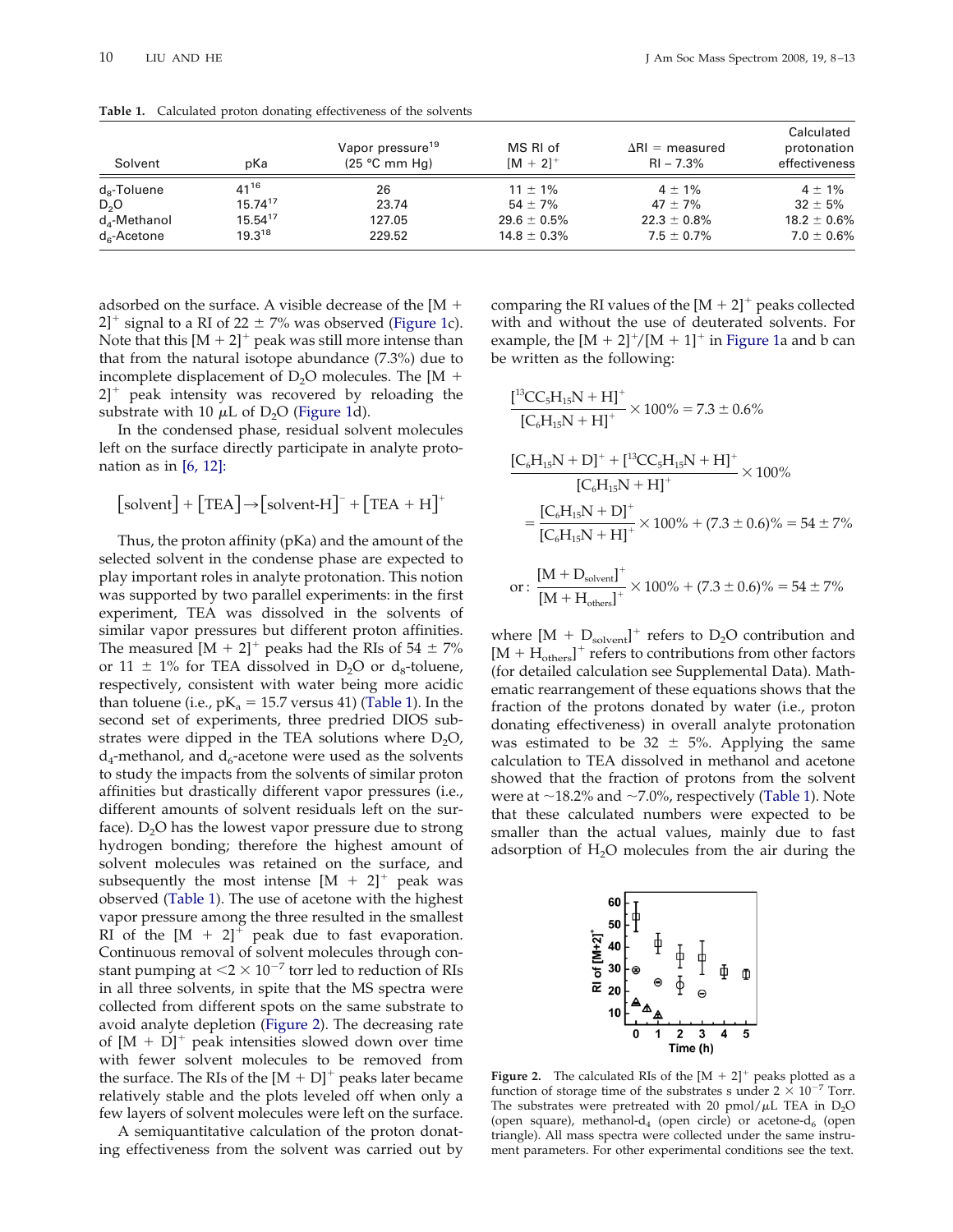**Table 1.** Calculated proton donating effectiveness of the solvents

| Solvent | pKa | Vapor pressure[19] (25 °C mm Hg) | MS RI of $[M + 2]^+$ | $\Delta$RI = measured RI – 7.3% | Calculated protonation effectiveness |
|---|---|---|---|---|---|
| $d_8$-Toluene | 41[16] | 26 | 11 ± 1% | 4 ± 1% | 4 ± 1% |
| $D_2O$ | 15.74[17] | 23.74 | 54 ± 7% | 47 ± 7% | 32 ± 5% |
| $d_4$-Methanol | 15.54[17] | 127.05 | 29.6 ± 0.5% | 22.3 ± 0.8% | 18.2 ± 0.6% |
| $d_6$-Acetone | 19.3[18] | 229.52 | 14.8 ± 0.3% | 7.5 ± 0.7% | 7.0 ± 0.6% |

adsorbed on the surface. A visible decrease of the $[M + 2]^+$ signal to a RI of 22 ± 7% was observed (Figure 1c). Note that this $[M + 2]^+$ peak was still more intense than that from the natural isotope abundance (7.3%) due to incomplete displacement of $D_2O$ molecules. The $[M + 2]^+$ peak intensity was recovered by reloading the substrate with 10 $\mu$L of $D_2O$ (Figure 1d).

In the condensed phase, residual solvent molecules left on the surface directly participate in analyte protonation as in [6, 12]:

$$[\text{solvent}] + [\text{TEA}] \rightarrow [\text{solvent-H}]^- + [\text{TEA} + \text{H}]^+$$

Thus, the proton affinity (pKa) and the amount of the selected solvent in the condense phase are expected to play important roles in analyte protonation. This notion was supported by two parallel experiments: in the first experiment, TEA was dissolved in the solvents of similar vapor pressures but different proton affinities. The measured $[M + 2]^+$ peaks had the RIs of 54 ± 7% or 11 ± 1% for TEA dissolved in $D_2O$ or $d_8$-toluene, respectively, consistent with water being more acidic than toluene (i.e., $pK_a$ = 15.7 versus 41) (Table 1). In the second set of experiments, three predried DIOS substrates were dipped in the TEA solutions where $D_2O$, $d_4$-methanol, and $d_6$-acetone were used as the solvents to study the impacts from the solvents of similar proton affinities but drastically different vapor pressures (i.e., different amounts of solvent residuals left on the surface). $D_2O$ has the lowest vapor pressure due to strong hydrogen bonding; therefore the highest amount of solvent molecules was retained on the surface, and subsequently the most intense $[M + 2]^+$ peak was observed (Table 1). The use of acetone with the highest vapor pressure among the three resulted in the smallest RI of the $[M + 2]^+$ peak due to fast evaporation. Continuous removal of solvent molecules through constant pumping at $<2 \times 10^{-7}$ torr led to reduction of RIs in all three solvents, in spite that the MS spectra were collected from different spots on the same substrate to avoid analyte depletion (Figure 2). The decreasing rate of $[M + D]^+$ peak intensities slowed down over time with fewer solvent molecules to be removed from the surface. The RIs of the $[M + D]^+$ peaks later became relatively stable and the plots leveled off when only a few layers of solvent molecules were left on the surface.

A semiquantitative calculation of the proton donating effectiveness from the solvent was carried out by comparing the RI values of the $[M + 2]^+$ peaks collected with and without the use of deuterated solvents. For example, the $[M + 2]^+/[M + 1]^+$ in Figure 1a and b can be written as the following:

$$\frac{[^{13}CC_5H_{15}N + H]^+}{[C_6H_{15}N + H]^+} \times 100\% = 7.3 \pm 0.6\%$$

$$\frac{[C_6H_{15}N + D]^+ + [^{13}CC_5H_{15}N + H]^+}{[C_6H_{15}N + H]^+} \times 100\%$$

$$= \frac{[C_6H_{15}N + D]^+}{[C_6H_{15}N + H]^+} \times 100\% + (7.3 \pm 0.6)\% = 54 \pm 7\%$$

$$\text{or}: \frac{[M + D_{\text{solvent}}]^+}{[M + H_{\text{others}}]^+} \times 100\% + (7.3 \pm 0.6)\% = 54 \pm 7\%$$

where $[M + D_{\text{solvent}}]^+$ refers to $D_2O$ contribution and $[M + H_{\text{others}}]^+$ refers to contributions from other factors (for detailed calculation see Supplemental Data). Mathematic rearrangement of these equations shows that the fraction of the protons donated by water (i.e., proton donating effectiveness) in overall analyte protonation was estimated to be 32 ± 5%. Applying the same calculation to TEA dissolved in methanol and acetone showed that the fraction of protons from the solvent were at ~18.2% and ~7.0%, respectively (Table 1). Note that these calculated numbers were expected to be smaller than the actual values, mainly due to fast adsorption of $H_2O$ molecules from the air during the

**Figure 2.** The calculated RIs of the $[M + 2]^+$ peaks plotted as a function of storage time of the substrates s under $2 \times 10^{-7}$ Torr. The substrates were pretreated with 20 pmol/$\mu$L TEA in $D_2O$ (open square), methanol-$d_4$ (open circle) or acetone-$d_6$ (open triangle). All mass spectra were collected under the same instrument parameters. For other experimental conditions see the text.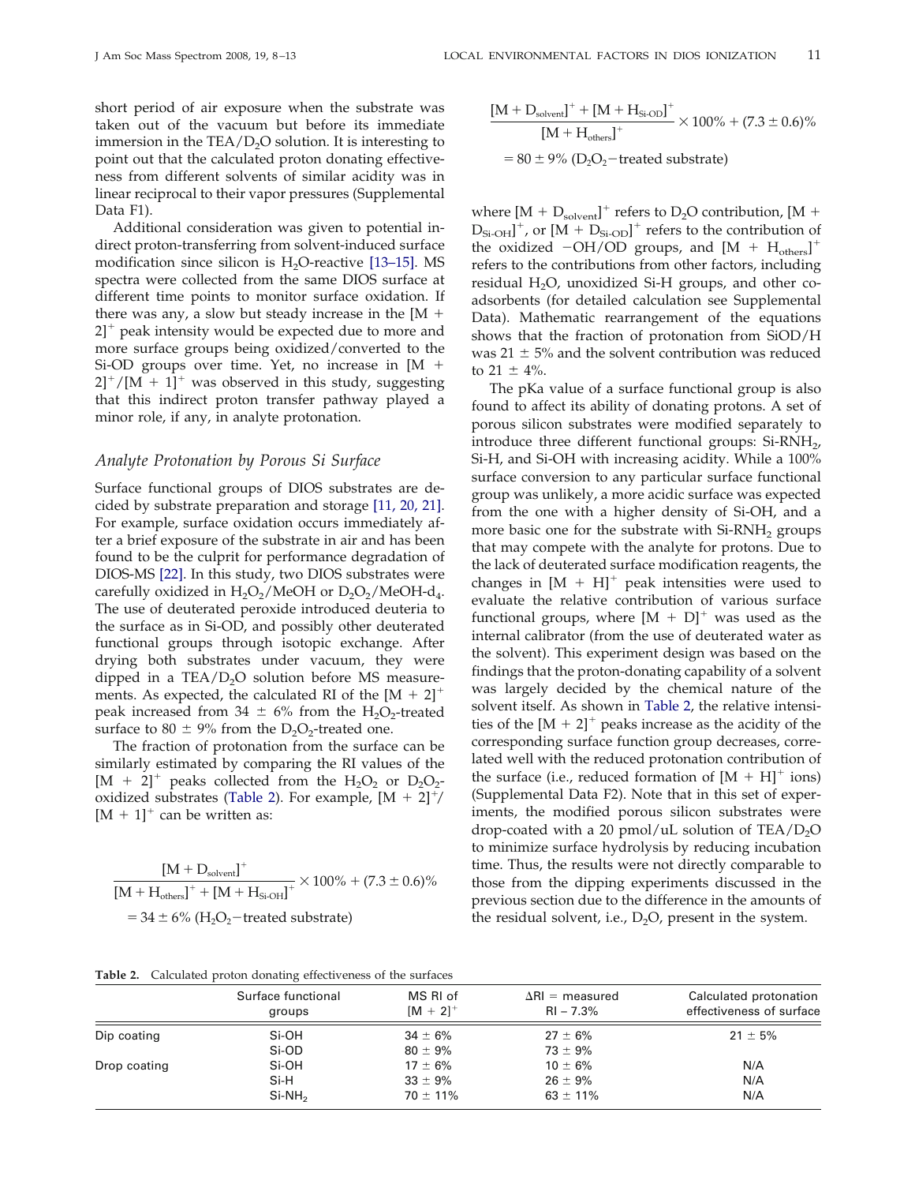short period of air exposure when the substrate was taken out of the vacuum but before its immediate immersion in the TEA/$D_2O$ solution. It is interesting to point out that the calculated proton donating effectiveness from different solvents of similar acidity was in linear reciprocal to their vapor pressures (Supplemental Data F1).

Additional consideration was given to potential indirect proton-transferring from solvent-induced surface modification since silicon is $H_2O$-reactive [13–15]. MS spectra were collected from the same DIOS surface at different time points to monitor surface oxidation. If there was any, a slow but steady increase in the $[M + 2]^+$ peak intensity would be expected due to more and more surface groups being oxidized/converted to the Si-OD groups over time. Yet, no increase in $[M + 2]^+/[M + 1]^+$ was observed in this study, suggesting that this indirect proton transfer pathway played a minor role, if any, in analyte protonation.

## Analyte Protonation by Porous Si Surface

Surface functional groups of DIOS substrates are decided by substrate preparation and storage [11, 20, 21]. For example, surface oxidation occurs immediately after a brief exposure of the substrate in air and has been found to be the culprit for performance degradation of DIOS-MS [22]. In this study, two DIOS substrates were carefully oxidized in $H_2O_2$/MeOH or $D_2O_2$/MeOH-$d_4$. The use of deuterated peroxide introduced deuteria to the surface as in Si-OD, and possibly other deuterated functional groups through isotopic exchange. After drying both substrates under vacuum, they were dipped in a TEA/$D_2O$ solution before MS measurements. As expected, the calculated RI of the $[M + 2]^+$ peak increased from 34 ± 6% from the $H_2O_2$-treated surface to 80 ± 9% from the $D_2O_2$-treated one.

The fraction of protonation from the surface can be similarly estimated by comparing the RI values of the $[M + 2]^+$ peaks collected from the $H_2O_2$ or $D_2O_2$-oxidized substrates (Table 2). For example, $[M + 2]^+/[M + 1]^+$ can be written as:

$$\frac{[M + D_{solvent}]^+}{[M + H_{others}]^+ + [M + H_{Si\text{-}OH}]^+} \times 100\% + (7.3 \pm 0.6)\%$$
$$= 34 \pm 6\% \; (H_2O_2\text{-treated substrate})$$

$$\frac{[M + D_{solvent}]^+ + [M + H_{Si\text{-}OD}]^+}{[M + H_{others}]^+} \times 100\% + (7.3 \pm 0.6)\%$$
$$= 80 \pm 9\% \; (D_2O_2\text{-treated substrate})$$

where $[M + D_{solvent}]^+$ refers to $D_2O$ contribution, $[M + D_{Si\text{-}OH}]^+$, or $[M + D_{Si\text{-}OD}]^+$ refers to the contribution of the oxidized −OH/OD groups, and $[M + H_{others}]^+$ refers to the contributions from other factors, including residual $H_2O$, unoxidized Si-H groups, and other co-adsorbents (for detailed calculation see Supplemental Data). Mathematic rearrangement of the equations shows that the fraction of protonation from SiOD/H was 21 ± 5% and the solvent contribution was reduced to 21 ± 4%.

The pKa value of a surface functional group is also found to affect its ability of donating protons. A set of porous silicon substrates were modified separately to introduce three different functional groups: Si-$RNH_2$, Si-H, and Si-OH with increasing acidity. While a 100% surface conversion to any particular surface functional group was unlikely, a more acidic surface was expected from the one with a higher density of Si-OH, and a more basic one for the substrate with Si-$RNH_2$ groups that may compete with the analyte for protons. Due to the lack of deuterated surface modification reagents, the changes in $[M + H]^+$ peak intensities were used to evaluate the relative contribution of various surface functional groups, where $[M + D]^+$ was used as the internal calibrator (from the use of deuterated water as the solvent). This experiment design was based on the findings that the proton-donating capability of a solvent was largely decided by the chemical nature of the solvent itself. As shown in Table 2, the relative intensities of the $[M + 2]^+$ peaks increase as the acidity of the corresponding surface function group decreases, correlated well with the reduced protonation contribution of the surface (i.e., reduced formation of $[M + H]^+$ ions) (Supplemental Data F2). Note that in this set of experiments, the modified porous silicon substrates were drop-coated with a 20 pmol/uL solution of TEA/$D_2O$ to minimize surface hydrolysis by reducing incubation time. Thus, the results were not directly comparable to those from the dipping experiments discussed in the previous section due to the difference in the amounts of the residual solvent, i.e., $D_2O$, present in the system.

**Table 2.** Calculated proton donating effectiveness of the surfaces

| | Surface functional groups | MS RI of $[M + 2]^+$ | ΔRI = measured RI − 7.3% | Calculated protonation effectiveness of surface |
|---|---|---|---|---|
| Dip coating | Si-OH | 34 ± 6% | 27 ± 6% | 21 ± 5% |
| | Si-OD | 80 ± 9% | 73 ± 9% | |
| Drop coating | Si-OH | 17 ± 6% | 10 ± 6% | N/A |
| | Si-H | 33 ± 9% | 26 ± 9% | N/A |
| | Si-$NH_2$ | 70 ± 11% | 63 ± 11% | N/A |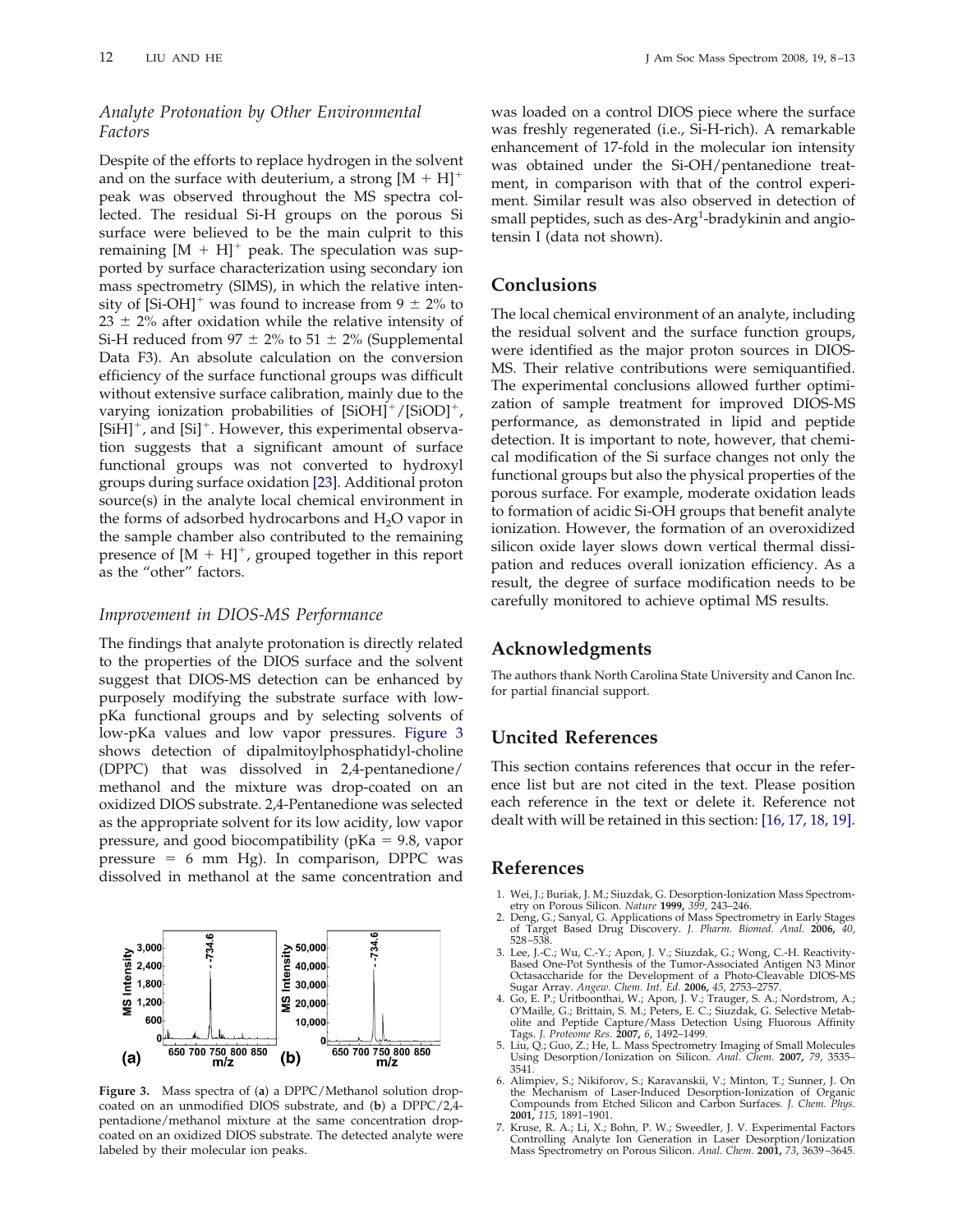### Analyte Protonation by Other Environmental Factors

Despite of the efforts to replace hydrogen in the solvent and on the surface with deuterium, a strong $[M + H]^+$ peak was observed throughout the MS spectra collected. The residual Si-H groups on the porous Si surface were believed to be the main culprit to this remaining $[M + H]^+$ peak. The speculation was supported by surface characterization using secondary ion mass spectrometry (SIMS), in which the relative intensity of $[Si\text{-}OH]^+$ was found to increase from 9 ± 2% to 23 ± 2% after oxidation while the relative intensity of Si-H reduced from 97 ± 2% to 51 ± 2% (Supplemental Data F3). An absolute calculation on the conversion efficiency of the surface functional groups was difficult without extensive surface calibration, mainly due to the varying ionization probabilities of $[SiOH]^+/[SiOD]^+$, $[SiH]^+$, and $[Si]^+$. However, this experimental observation suggests that a significant amount of surface functional groups was not converted to hydroxyl groups during surface oxidation [23]. Additional proton source(s) in the analyte local chemical environment in the forms of adsorbed hydrocarbons and $H_2O$ vapor in the sample chamber also contributed to the remaining presence of $[M + H]^+$, grouped together in this report as the "other" factors.

### Improvement in DIOS-MS Performance

The findings that analyte protonation is directly related to the properties of the DIOS surface and the solvent suggest that DIOS-MS detection can be enhanced by purposely modifying the substrate surface with low-pKa functional groups and by selecting solvents of low-pKa values and low vapor pressures. Figure 3 shows detection of dipalmitoylphosphatidyl-choline (DPPC) that was dissolved in 2,4-pentanedione/methanol and the mixture was drop-coated on an oxidized DIOS substrate. 2,4-Pentanedione was selected as the appropriate solvent for its low acidity, low vapor pressure, and good biocompatibility (pKa = 9.8, vapor pressure = 6 mm Hg). In comparison, DPPC was dissolved in methanol at the same concentration and was loaded on a control DIOS piece where the surface was freshly regenerated (i.e., Si-H-rich). A remarkable enhancement of 17-fold in the molecular ion intensity was obtained under the Si-OH/pentanedione treatment, in comparison with that of the control experiment. Similar result was also observed in detection of small peptides, such as des-Arg[1]-bradykinin and angiotensin I (data not shown).

**Figure 3.** Mass spectra of (**a**) a DPPC/Methanol solution drop-coated on an unmodified DIOS substrate, and (**b**) a DPPC/2,4-pentadione/methanol mixture at the same concentration drop-coated on an oxidized DIOS substrate. The detected analyte were labeled by their molecular ion peaks.

## Conclusions

The local chemical environment of an analyte, including the residual solvent and the surface function groups, were identified as the major proton sources in DIOS-MS. Their relative contributions were semiquantified. The experimental conclusions allowed further optimization of sample treatment for improved DIOS-MS performance, as demonstrated in lipid and peptide detection. It is important to note, however, that chemical modification of the Si surface changes not only the functional groups but also the physical properties of the porous surface. For example, moderate oxidation leads to formation of acidic Si-OH groups that benefit analyte ionization. However, the formation of an overoxidized silicon oxide layer slows down vertical thermal dissipation and reduces overall ionization efficiency. As a result, the degree of surface modification needs to be carefully monitored to achieve optimal MS results.

## Acknowledgments

The authors thank North Carolina State University and Canon Inc. for partial financial support.

## Uncited References

This section contains references that occur in the reference list but are not cited in the text. Please position each reference in the text or delete it. Reference not dealt with will be retained in this section: [16, 17, 18, 19].

## References

1. Wei, J.; Buriak, J. M.; Siuzdak, G. Desorption-Ionization Mass Spectrometry on Porous Silicon. *Nature* **1999,** *399*, 243–246.
2. Deng, G.; Sanyal, G. Applications of Mass Spectrometry in Early Stages of Target Based Drug Discovery. *J. Pharm. Biomed. Anal.* **2006,** *40*, 528–538.
3. Lee, J.-C.; Wu, C.-Y.; Apon, J. V.; Siuzdak, G.; Wong, C.-H. Reactivity-Based One-Pot Synthesis of the Tumor-Associated Antigen N3 Minor Octasaccharide for the Development of a Photo-Cleavable DIOS-MS Sugar Array. *Angew. Chem. Int. Ed.* **2006,** *45*, 2753–2757.
4. Go, E. P.; Uritboonthai, W.; Apon, J. V.; Trauger, S. A.; Nordstrom, A.; O'Maille, G.; Brittain, S. M.; Peters, E. C.; Siuzdak, G. Selective Metabolite and Peptide Capture/Mass Detection Using Fluorous Affinity Tags. *J. Proteome Res.* **2007,** *6*, 1492–1499.
5. Liu, Q.; Guo, Z.; He, L. Mass Spectrometry Imaging of Small Molecules Using Desorption/Ionization on Silicon. *Anal. Chem.* **2007,** *79*, 3535–3541.
6. Alimpiev, S.; Nikiforov, S.; Karavanskii, V.; Minton, T.; Sunner, J. On the Mechanism of Laser-Induced Desorption-Ionization of Organic Compounds from Etched Silicon and Carbon Surfaces. *J. Chem. Phys.* **2001,** *115*, 1891–1901.
7. Kruse, R. A.; Li, X.; Bohn, P. W.; Sweedler, J. V. Experimental Factors Controlling Analyte Ion Generation in Laser Desorption/Ionization Mass Spectrometry on Porous Silicon. *Anal. Chem.* **2001,** *73*, 3639–3645.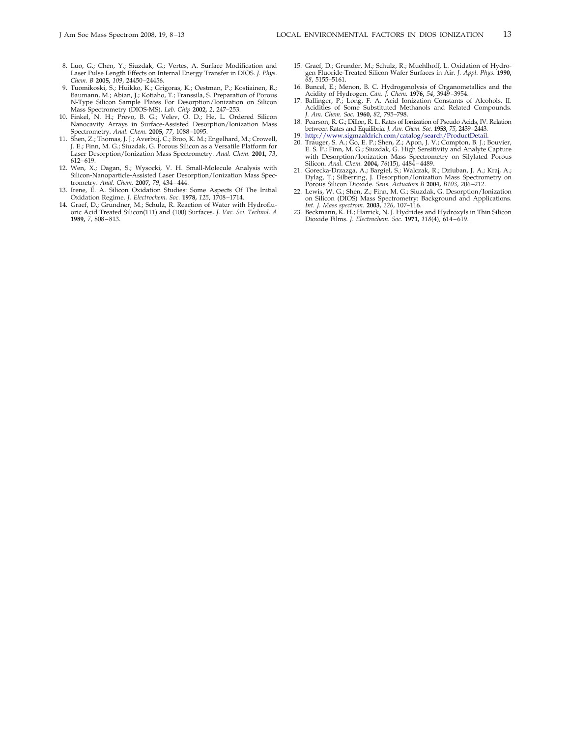8. Luo, G.; Chen, Y.; Siuzdak, G.; Vertes, A. Surface Modification and Laser Pulse Length Effects on Internal Energy Transfer in DIOS. *J. Phys. Chem. B* **2005,** *109*, 24450–24456.
9. Tuomikoski, S.; Huikko, K.; Grigoras, K.; Oestman, P.; Kostiainen, R.; Baumann, M.; Abian, J.; Kotiaho, T.; Franssila, S. Preparation of Porous N-Type Silicon Sample Plates For Desorption/Ionization on Silicon Mass Spectrometry (DIOS-MS). *Lab. Chip* **2002,** *2*, 247–253.
10. Finkel, N. H.; Prevo, B. G.; Velev, O. D.; He, L. Ordered Silicon Nanocavity Arrays in Surface-Assisted Desorption/Ionization Mass Spectrometry. *Anal. Chem.* **2005,** *77*, 1088–1095.
11. Shen, Z.; Thomas, J. J.; Averbuj, C.; Broo, K. M.; Engelhard, M.; Crowell, J. E.; Finn, M. G.; Siuzdak, G. Porous Silicon as a Versatile Platform for Laser Desorption/Ionization Mass Spectrometry. *Anal. Chem.* **2001,** *73*, 612–619.
12. Wen, X.; Dagan, S.; Wysocki, V. H. Small-Molecule Analysis with Silicon-Nanoparticle-Assisted Laser Desorption/Ionization Mass Spectrometry. *Anal. Chem.* **2007,** *79*, 434–444.
13. Irene, E. A. Silicon Oxidation Studies: Some Aspects Of The Initial Oxidation Regime. *J. Electrochem. Soc.* **1978,** *125*, 1708–1714.
14. Graef, D.; Grundner, M.; Schulz, R. Reaction of Water with Hydrofluoric Acid Treated Silicon(111) and (100) Surfaces. *J. Vac. Sci. Technol. A* **1989,** *7*, 808–813.
15. Graef, D.; Grunder, M.; Schulz, R.; Muehlhoff, L. Oxidation of Hydrogen Fluoride-Treated Silicon Wafer Surfaces in Air. *J. Appl. Phys.* **1990,** *68*, 5155–5161.
16. Buncel, E.; Menon, B. C. Hydrogenolysis of Organometallics and the Acidity of Hydrogen. *Can. J. Chem.* **1976,** *54*, 3949–3954.
17. Ballinger, P.; Long, F. A. Acid Ionization Constants of Alcohols. II. Acidities of Some Substituted Methanols and Related Compounds. *J. Am. Chem. Soc.* **1960,** *82*, 795–798.
18. Pearson, R. G.; Dillon, R. L. Rates of Ionization of Pseudo Acids, IV. Relation between Rates and Equilibria. *J. Am. Chem. Soc.* **1953,** *75*, 2439–2443.
19. http://www.sigmaaldrich.com/catalog/search/ProductDetail.
20. Trauger, S. A.; Go, E. P.; Shen, Z.; Apon, J. V.; Compton, B. J.; Bouvier, E. S. P.; Finn, M. G.; Siuzdak, G. High Sensitivity and Analyte Capture with Desorption/Ionization Mass Spectrometry on Silylated Porous Silicon. *Anal. Chem.* **2004,** *76*(15), 4484–4489.
21. Gorecka-Drzazga, A.; Bargiel, S.; Walczak, R.; Dziuban, J. A.; Kraj, A.; Dylag, T.; Silberring, J. Desorption/Ionization Mass Spectrometry on Porous Silicon Dioxide. *Sens. Actuators B* **2004,** *B103*, 206–212.
22. Lewis, W. G.; Shen, Z.; Finn, M. G.; Siuzdak, G. Desorption/Ionization on Silicon (DIOS) Mass Spectrometry: Background and Applications. *Int. J. Mass spectrom.* **2003,** *226*, 107–116.
23. Beckmann, K. H.; Harrick, N. J. Hydrides and Hydroxyls in Thin Silicon Dioxide Films. *J. Electrochem. Soc.* **1971,** *118*(4), 614–619.